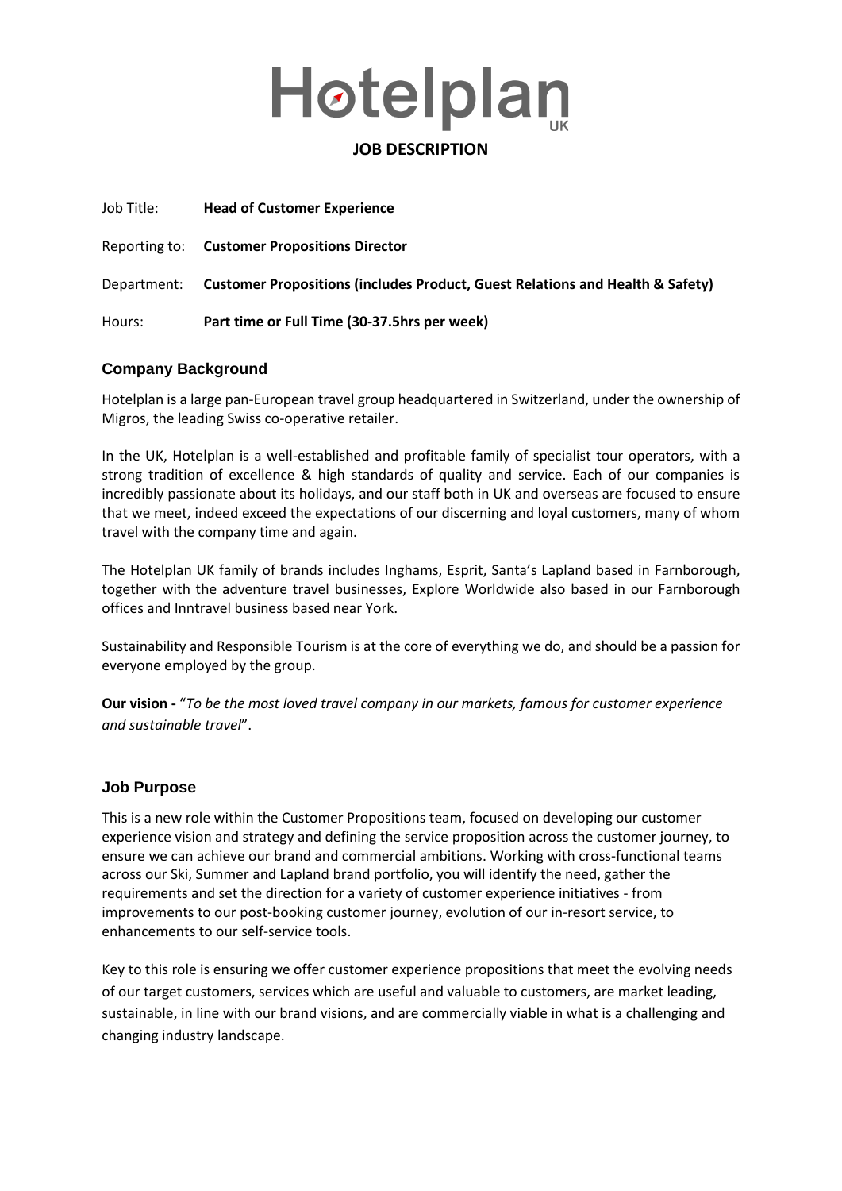# Hotelplan UK

## JOB DESCRIPTION

Job Title: **Head of Customer Experience**

Reporting to: **Customer Propositions Director**

Department: **Customer Propositions (includes Product, Guest Relations and Health & Safety)**

Hours: **Part time or Full Time (30-37.5hrs per week)**

## Company Background

Hotelplan is a large pan-European travel group headquartered in Switzerland, under the ownership of Migros, the leading Swiss co-operative retailer.

In the UK, Hotelplan is a well-established and profitable family of specialist tour operators, with a strong tradition of excellence & high standards of quality and service. Each of our companies is incredibly passionate about its holidays, and our staff both in UK and overseas are focused to ensure that we meet, indeed exceed the expectations of our discerning and loyal customers, many of whom travel with the company time and again.

The Hotelplan UK family of brands includes Inghams, Esprit, Santa's Lapland based in Farnborough, together with the adventure travel businesses, Explore Worldwide also based in our Farnborough offices and Inntravel business based near York.

Sustainability and Responsible Tourism is at the core of everything we do, and should be a passion for everyone employed by the group.

**Our vision -** "*To be the most loved travel company in our markets, famous for customer experience and sustainable travel*".

## Job Purpose

This is a new role within the Customer Propositions team, focused on developing our customer experience vision and strategy and defining the service proposition across the customer journey, to ensure we can achieve our brand and commercial ambitions. Working with cross-functional teams across our Ski, Summer and Lapland brand portfolio, you will identify the need, gather the requirements and set the direction for a variety of customer experience initiatives - from improvements to our post-booking customer journey, evolution of our in-resort service, to enhancements to our self-service tools.

Key to this role is ensuring we offer customer experience propositions that meet the evolving needs of our target customers, services which are useful and valuable to customers, are market leading, sustainable, in line with our brand visions, and are commercially viable in what is a challenging and changing industry landscape.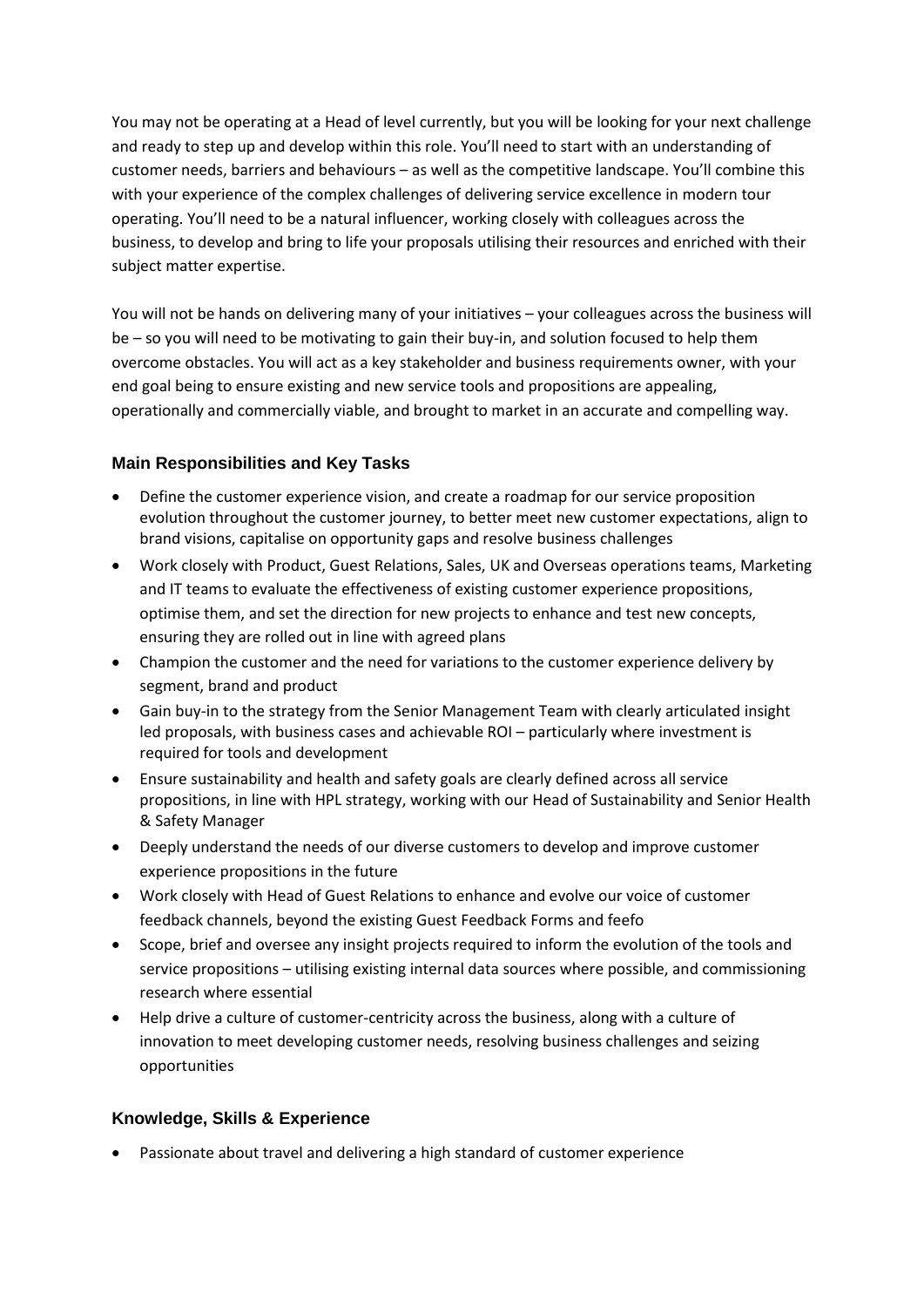You may not be operating at a Head of level currently, but you will be looking for your next challenge and ready to step up and develop within this role. You'll need to start with an understanding of customer needs, barriers and behaviours – as well as the competitive landscape. You'll combine this with your experience of the complex challenges of delivering service excellence in modern tour operating. You'll need to be a natural influencer, working closely with colleagues across the business, to develop and bring to life your proposals utilising their resources and enriched with their subject matter expertise.

You will not be hands on delivering many of your initiatives – your colleagues across the business will be – so you will need to be motivating to gain their buy-in, and solution focused to help them overcome obstacles. You will act as a key stakeholder and business requirements owner, with your end goal being to ensure existing and new service tools and propositions are appealing, operationally and commercially viable, and brought to market in an accurate and compelling way.

### Main Responsibilities and Key Tasks

- Define the customer experience vision, and create a roadmap for our service proposition evolution throughout the customer journey, to better meet new customer expectations, align to brand visions, capitalise on opportunity gaps and resolve business challenges
- Work closely with Product, Guest Relations, Sales, UK and Overseas operations teams, Marketing and IT teams to evaluate the effectiveness of existing customer experience propositions, optimise them, and set the direction for new projects to enhance and test new concepts, ensuring they are rolled out in line with agreed plans
- Champion the customer and the need for variations to the customer experience delivery by segment, brand and product
- Gain buy-in to the strategy from the Senior Management Team with clearly articulated insight led proposals, with business cases and achievable ROI – particularly where investment is required for tools and development
- Ensure sustainability and health and safety goals are clearly defined across all service propositions, in line with HPL strategy, working with our Head of Sustainability and Senior Health & Safety Manager
- Deeply understand the needs of our diverse customers to develop and improve customer experience propositions in the future
- Work closely with Head of Guest Relations to enhance and evolve our voice of customer feedback channels, beyond the existing Guest Feedback Forms and feefo
- Scope, brief and oversee any insight projects required to inform the evolution of the tools and service propositions – utilising existing internal data sources where possible, and commissioning research where essential
- Help drive a culture of customer-centricity across the business, along with a culture of innovation to meet developing customer needs, resolving business challenges and seizing opportunities

### Knowledge, Skills & Experience

- Passionate about travel and delivering a high standard of customer experience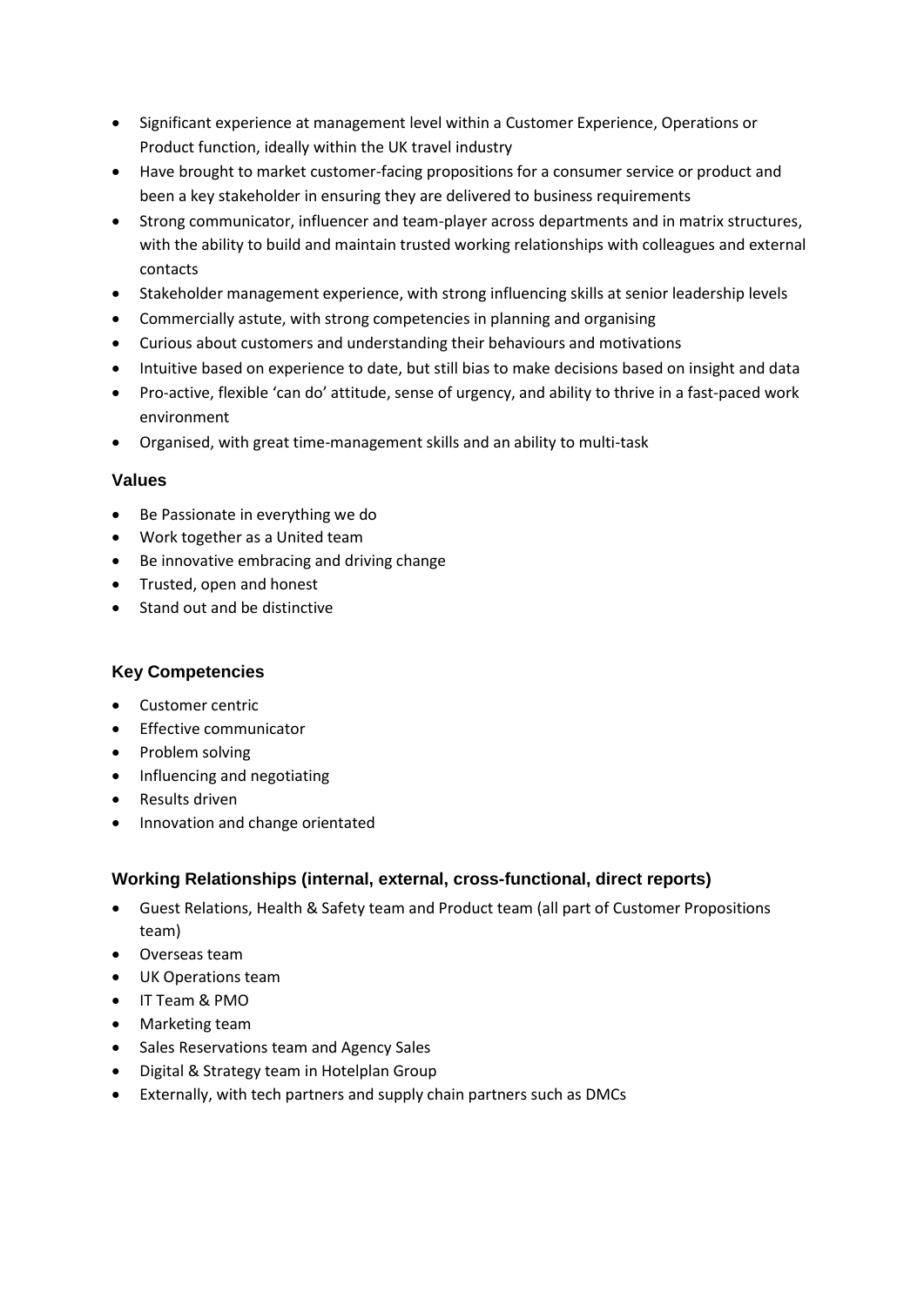- Significant experience at management level within a Customer Experience, Operations or Product function, ideally within the UK travel industry
- Have brought to market customer-facing propositions for a consumer service or product and been a key stakeholder in ensuring they are delivered to business requirements
- Strong communicator, influencer and team-player across departments and in matrix structures, with the ability to build and maintain trusted working relationships with colleagues and external contacts
- Stakeholder management experience, with strong influencing skills at senior leadership levels
- Commercially astute, with strong competencies in planning and organising
- Curious about customers and understanding their behaviours and motivations
- Intuitive based on experience to date, but still bias to make decisions based on insight and data
- Pro-active, flexible 'can do' attitude, sense of urgency, and ability to thrive in a fast-paced work environment
- Organised, with great time-management skills and an ability to multi-task

### Values

- Be Passionate in everything we do
- Work together as a United team
- Be innovative embracing and driving change
- Trusted, open and honest
- Stand out and be distinctive

### Key Competencies

- Customer centric
- Effective communicator
- Problem solving
- Influencing and negotiating
- Results driven
- Innovation and change orientated

### Working Relationships (internal, external, cross-functional, direct reports)

- Guest Relations, Health & Safety team and Product team (all part of Customer Propositions team)
- Overseas team
- UK Operations team
- IT Team & PMO
- Marketing team
- Sales Reservations team and Agency Sales
- Digital & Strategy team in Hotelplan Group
- Externally, with tech partners and supply chain partners such as DMCs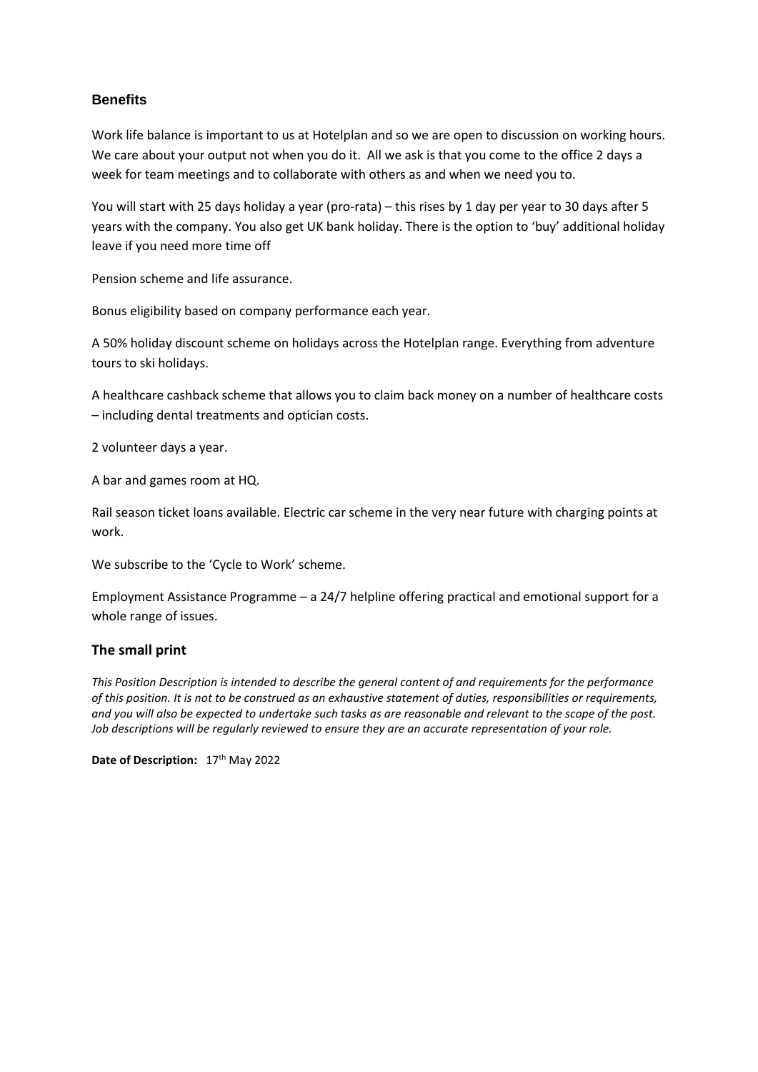## Benefits

Work life balance is important to us at Hotelplan and so we are open to discussion on working hours. We care about your output not when you do it. All we ask is that you come to the office 2 days a week for team meetings and to collaborate with others as and when we need you to.

You will start with 25 days holiday a year (pro-rata) – this rises by 1 day per year to 30 days after 5 years with the company. You also get UK bank holiday. There is the option to 'buy' additional holiday leave if you need more time off

Pension scheme and life assurance.

Bonus eligibility based on company performance each year.

A 50% holiday discount scheme on holidays across the Hotelplan range. Everything from adventure tours to ski holidays.

A healthcare cashback scheme that allows you to claim back money on a number of healthcare costs – including dental treatments and optician costs.

2 volunteer days a year.

A bar and games room at HQ.

Rail season ticket loans available. Electric car scheme in the very near future with charging points at work.

We subscribe to the 'Cycle to Work' scheme.

Employment Assistance Programme – a 24/7 helpline offering practical and emotional support for a whole range of issues.

## The small print

*This Position Description is intended to describe the general content of and requirements for the performance of this position. It is not to be construed as an exhaustive statement of duties, responsibilities or requirements, and you will also be expected to undertake such tasks as are reasonable and relevant to the scope of the post. Job descriptions will be regularly reviewed to ensure they are an accurate representation of your role.*

**Date of Description:** 17th May 2022